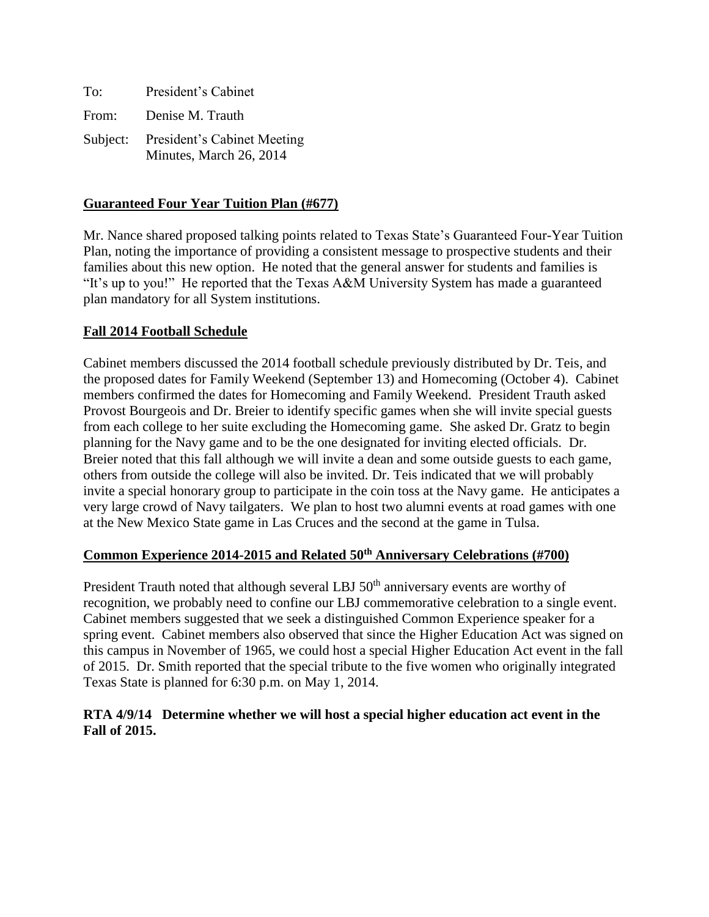To: President's Cabinet

From: Denise M. Trauth

Subject: President's Cabinet Meeting Minutes, March 26, 2014

**Guaranteed Four Year Tuition Plan (#677)**

Mr. Nance shared proposed talking points related to Texas State's Guaranteed Four-Year Tuition Plan, noting the importance of providing a consistent message to prospective students and their families about this new option. He noted that the general answer for students and families is "It's up to you!" He reported that the Texas A&M University System has made a guaranteed plan mandatory for all System institutions.

**Fall 2014 Football Schedule**

Cabinet members discussed the 2014 football schedule previously distributed by Dr. Teis, and the proposed dates for Family Weekend (September 13) and Homecoming (October 4). Cabinet members confirmed the dates for Homecoming and Family Weekend. President Trauth asked Provost Bourgeois and Dr. Breier to identify specific games when she will invite special guests from each college to her suite excluding the Homecoming game. She asked Dr. Gratz to begin planning for the Navy game and to be the one designated for inviting elected officials. Dr. Breier noted that this fall although we will invite a dean and some outside guests to each game, others from outside the college will also be invited. Dr. Teis indicated that we will probably invite a special honorary group to participate in the coin toss at the Navy game. He anticipates a very large crowd of Navy tailgaters. We plan to host two alumni events at road games with one at the New Mexico State game in Las Cruces and the second at the game in Tulsa.

**Common Experience 2014-2015 and Related 50th Anniversary Celebrations (#700)**

President Trauth noted that although several LBJ 50th anniversary events are worthy of recognition, we probably need to confine our LBJ commemorative celebration to a single event. Cabinet members suggested that we seek a distinguished Common Experience speaker for a spring event. Cabinet members also observed that since the Higher Education Act was signed on this campus in November of 1965, we could host a special Higher Education Act event in the fall of 2015. Dr. Smith reported that the special tribute to the five women who originally integrated Texas State is planned for 6:30 p.m. on May 1, 2014.

**RTA 4/9/14 Determine whether we will host a special higher education act event in the Fall of 2015.**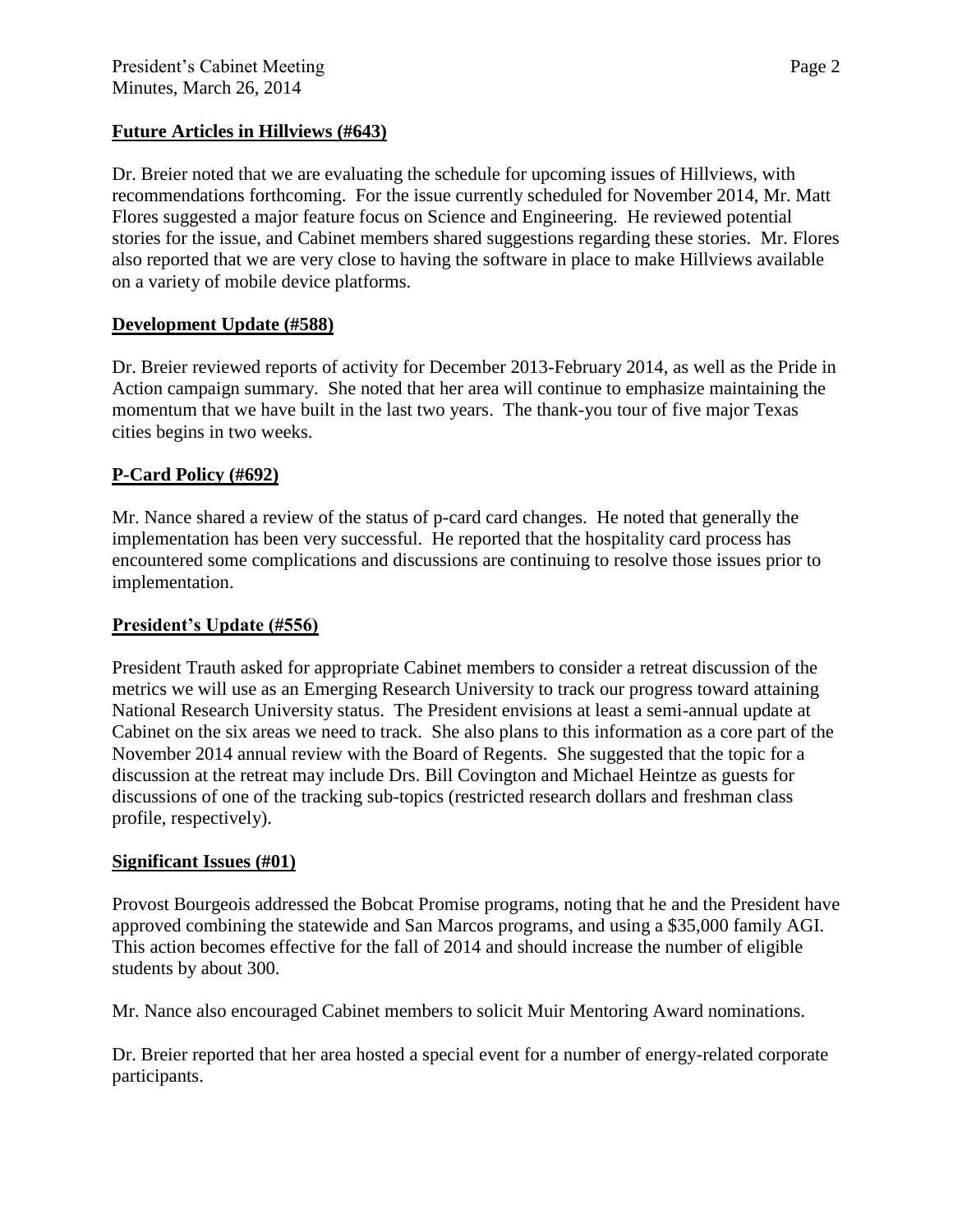## Future Articles in Hillviews (#643)

Dr. Breier noted that we are evaluating the schedule for upcoming issues of Hillviews, with recommendations forthcoming. For the issue currently scheduled for November 2014, Mr. Matt Flores suggested a major feature focus on Science and Engineering. He reviewed potential stories for the issue, and Cabinet members shared suggestions regarding these stories. Mr. Flores also reported that we are very close to having the software in place to make Hillviews available on a variety of mobile device platforms.

## Development Update (#588)

Dr. Breier reviewed reports of activity for December 2013-February 2014, as well as the Pride in Action campaign summary. She noted that her area will continue to emphasize maintaining the momentum that we have built in the last two years. The thank-you tour of five major Texas cities begins in two weeks.

## P-Card Policy (#692)

Mr. Nance shared a review of the status of p-card card changes. He noted that generally the implementation has been very successful. He reported that the hospitality card process has encountered some complications and discussions are continuing to resolve those issues prior to implementation.

## President's Update (#556)

President Trauth asked for appropriate Cabinet members to consider a retreat discussion of the metrics we will use as an Emerging Research University to track our progress toward attaining National Research University status. The President envisions at least a semi-annual update at Cabinet on the six areas we need to track. She also plans to this information as a core part of the November 2014 annual review with the Board of Regents. She suggested that the topic for a discussion at the retreat may include Drs. Bill Covington and Michael Heintze as guests for discussions of one of the tracking sub-topics (restricted research dollars and freshman class profile, respectively).

## Significant Issues (#01)

Provost Bourgeois addressed the Bobcat Promise programs, noting that he and the President have approved combining the statewide and San Marcos programs, and using a $35,000 family AGI. This action becomes effective for the fall of 2014 and should increase the number of eligible students by about 300.

Mr. Nance also encouraged Cabinet members to solicit Muir Mentoring Award nominations.

Dr. Breier reported that her area hosted a special event for a number of energy-related corporate participants.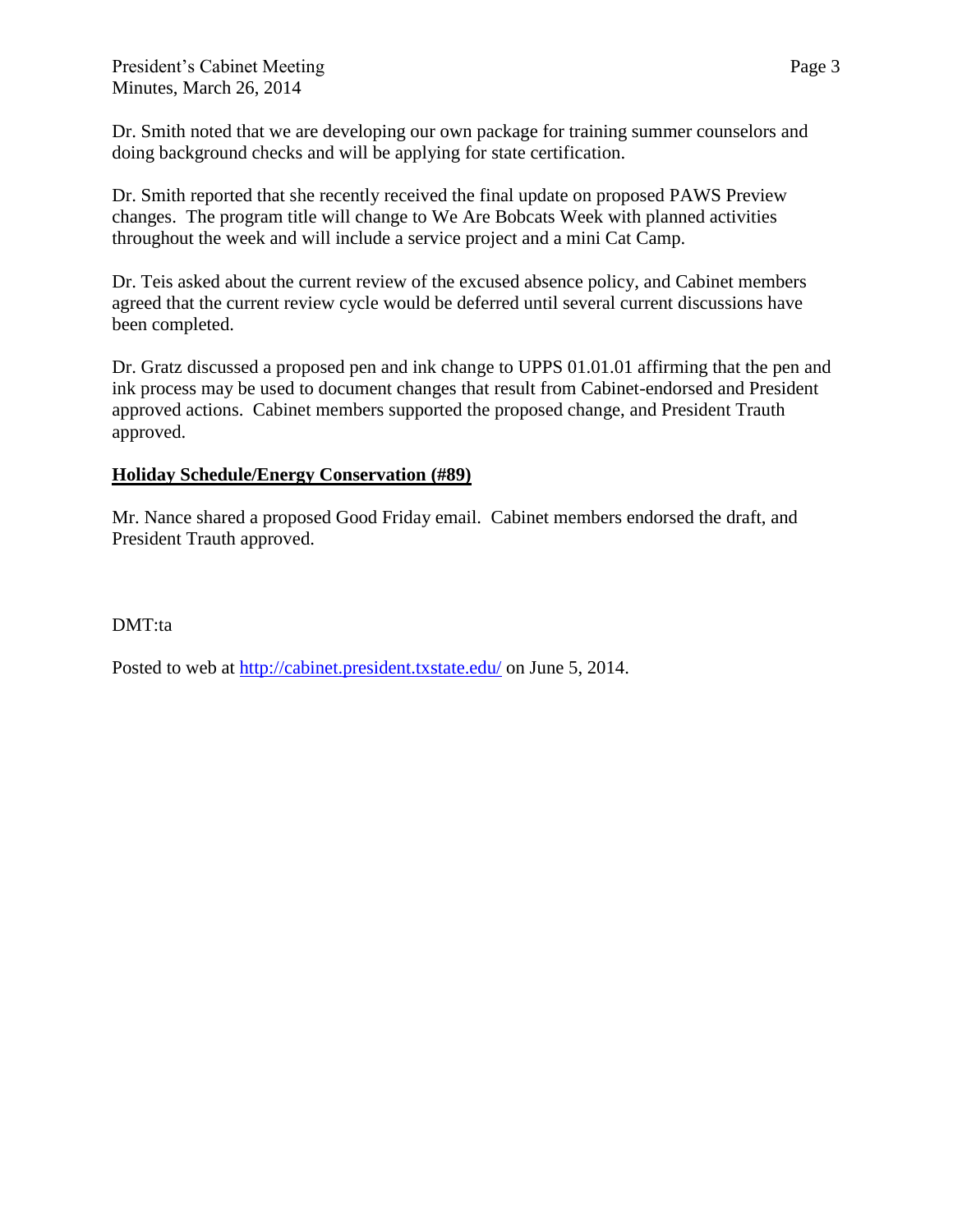Dr. Smith noted that we are developing our own package for training summer counselors and doing background checks and will be applying for state certification.

Dr. Smith reported that she recently received the final update on proposed PAWS Preview changes. The program title will change to We Are Bobcats Week with planned activities throughout the week and will include a service project and a mini Cat Camp.

Dr. Teis asked about the current review of the excused absence policy, and Cabinet members agreed that the current review cycle would be deferred until several current discussions have been completed.

Dr. Gratz discussed a proposed pen and ink change to UPPS 01.01.01 affirming that the pen and ink process may be used to document changes that result from Cabinet-endorsed and President approved actions. Cabinet members supported the proposed change, and President Trauth approved.

**Holiday Schedule/Energy Conservation (#89)**

Mr. Nance shared a proposed Good Friday email. Cabinet members endorsed the draft, and President Trauth approved.

DMT:ta

Posted to web at http://cabinet.president.txstate.edu/ on June 5, 2014.